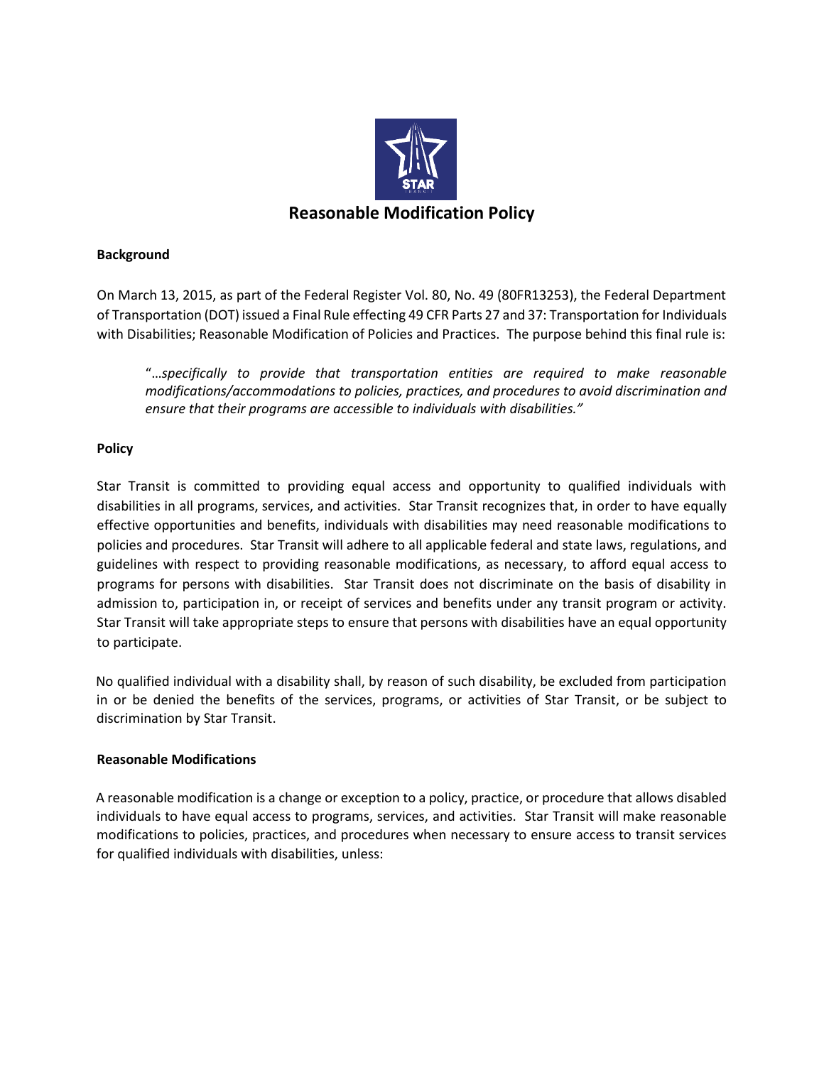# Reasonable Modification Policy

**Background**

On March 13, 2015, as part of the Federal Register Vol. 80, No. 49 (80FR13253), the Federal Department of Transportation (DOT) issued a Final Rule effecting 49 CFR Parts 27 and 37: Transportation for Individuals with Disabilities; Reasonable Modification of Policies and Practices. The purpose behind this final rule is:

> "…*specifically to provide that transportation entities are required to make reasonable modifications/accommodations to policies, practices, and procedures to avoid discrimination and ensure that their programs are accessible to individuals with disabilities."*

**Policy**

Star Transit is committed to providing equal access and opportunity to qualified individuals with disabilities in all programs, services, and activities. Star Transit recognizes that, in order to have equally effective opportunities and benefits, individuals with disabilities may need reasonable modifications to policies and procedures. Star Transit will adhere to all applicable federal and state laws, regulations, and guidelines with respect to providing reasonable modifications, as necessary, to afford equal access to programs for persons with disabilities. Star Transit does not discriminate on the basis of disability in admission to, participation in, or receipt of services and benefits under any transit program or activity. Star Transit will take appropriate steps to ensure that persons with disabilities have an equal opportunity to participate.

No qualified individual with a disability shall, by reason of such disability, be excluded from participation in or be denied the benefits of the services, programs, or activities of Star Transit, or be subject to discrimination by Star Transit.

**Reasonable Modifications**

A reasonable modification is a change or exception to a policy, practice, or procedure that allows disabled individuals to have equal access to programs, services, and activities. Star Transit will make reasonable modifications to policies, practices, and procedures when necessary to ensure access to transit services for qualified individuals with disabilities, unless: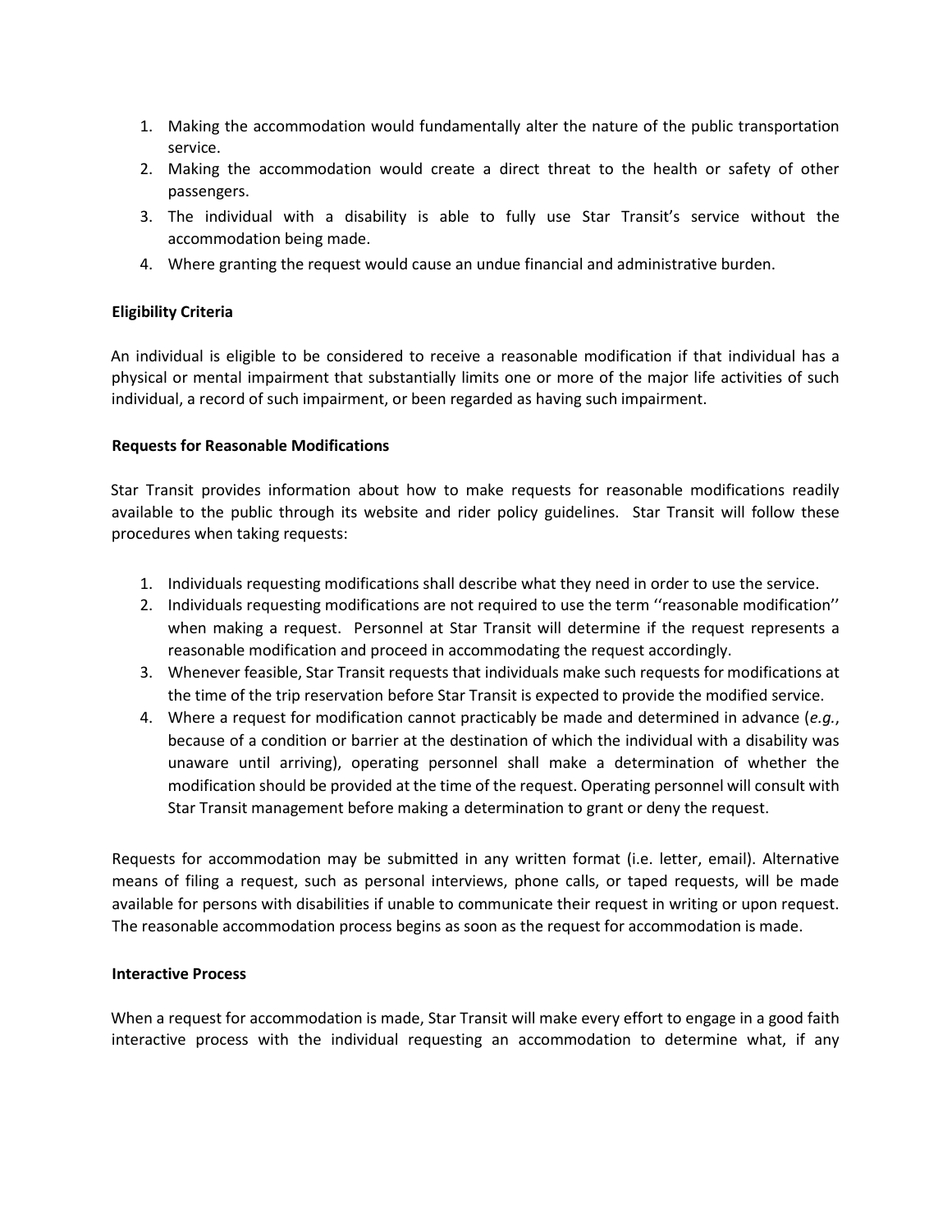1. Making the accommodation would fundamentally alter the nature of the public transportation service.
2. Making the accommodation would create a direct threat to the health or safety of other passengers.
3. The individual with a disability is able to fully use Star Transit's service without the accommodation being made.
4. Where granting the request would cause an undue financial and administrative burden.

**Eligibility Criteria**

An individual is eligible to be considered to receive a reasonable modification if that individual has a physical or mental impairment that substantially limits one or more of the major life activities of such individual, a record of such impairment, or been regarded as having such impairment.

**Requests for Reasonable Modifications**

Star Transit provides information about how to make requests for reasonable modifications readily available to the public through its website and rider policy guidelines. Star Transit will follow these procedures when taking requests:

1. Individuals requesting modifications shall describe what they need in order to use the service.
2. Individuals requesting modifications are not required to use the term ''reasonable modification'' when making a request. Personnel at Star Transit will determine if the request represents a reasonable modification and proceed in accommodating the request accordingly.
3. Whenever feasible, Star Transit requests that individuals make such requests for modifications at the time of the trip reservation before Star Transit is expected to provide the modified service.
4. Where a request for modification cannot practicably be made and determined in advance (*e.g.*, because of a condition or barrier at the destination of which the individual with a disability was unaware until arriving), operating personnel shall make a determination of whether the modification should be provided at the time of the request. Operating personnel will consult with Star Transit management before making a determination to grant or deny the request.

Requests for accommodation may be submitted in any written format (i.e. letter, email). Alternative means of filing a request, such as personal interviews, phone calls, or taped requests, will be made available for persons with disabilities if unable to communicate their request in writing or upon request. The reasonable accommodation process begins as soon as the request for accommodation is made.

**Interactive Process**

When a request for accommodation is made, Star Transit will make every effort to engage in a good faith interactive process with the individual requesting an accommodation to determine what, if any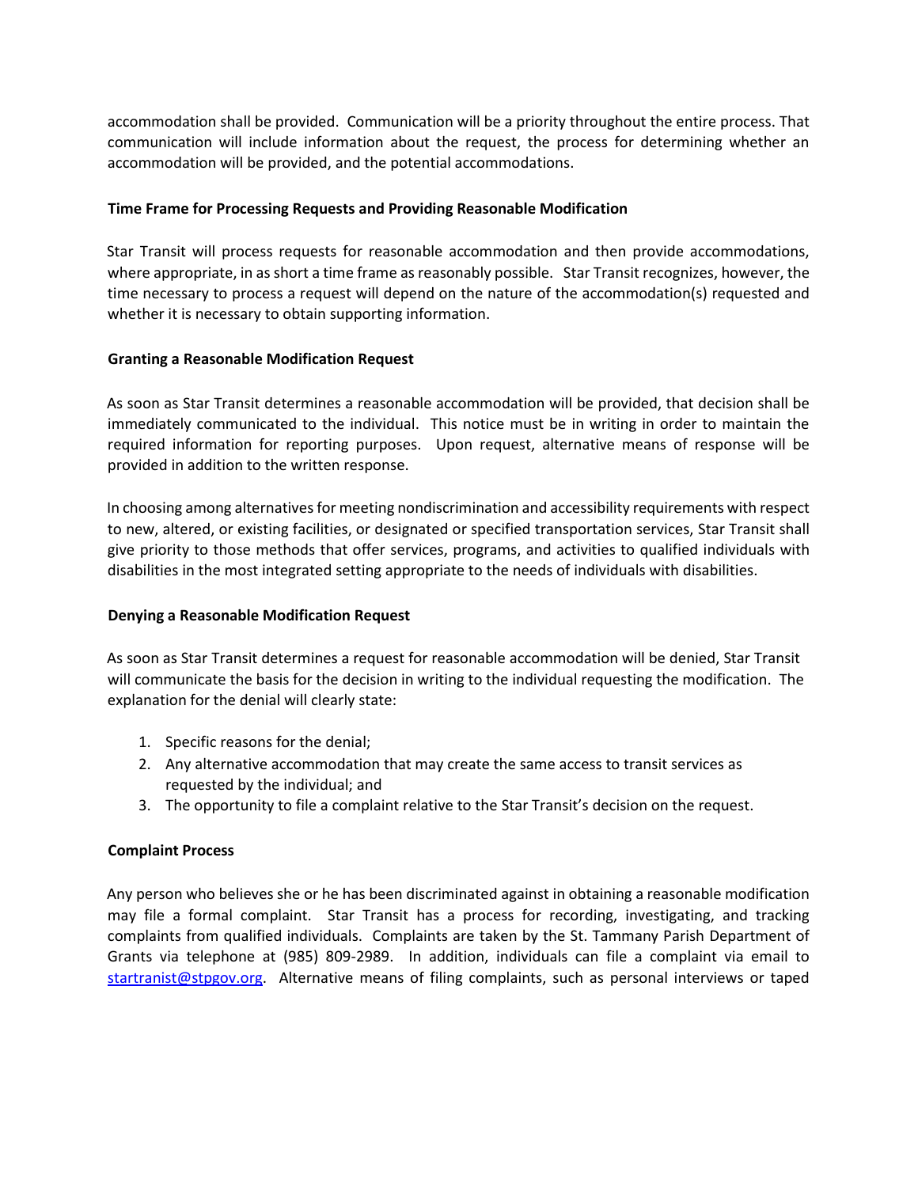accommodation shall be provided. Communication will be a priority throughout the entire process. That communication will include information about the request, the process for determining whether an accommodation will be provided, and the potential accommodations.

**Time Frame for Processing Requests and Providing Reasonable Modification**

Star Transit will process requests for reasonable accommodation and then provide accommodations, where appropriate, in as short a time frame as reasonably possible. Star Transit recognizes, however, the time necessary to process a request will depend on the nature of the accommodation(s) requested and whether it is necessary to obtain supporting information.

**Granting a Reasonable Modification Request**

As soon as Star Transit determines a reasonable accommodation will be provided, that decision shall be immediately communicated to the individual. This notice must be in writing in order to maintain the required information for reporting purposes. Upon request, alternative means of response will be provided in addition to the written response.

In choosing among alternatives for meeting nondiscrimination and accessibility requirements with respect to new, altered, or existing facilities, or designated or specified transportation services, Star Transit shall give priority to those methods that offer services, programs, and activities to qualified individuals with disabilities in the most integrated setting appropriate to the needs of individuals with disabilities.

**Denying a Reasonable Modification Request**

As soon as Star Transit determines a request for reasonable accommodation will be denied, Star Transit will communicate the basis for the decision in writing to the individual requesting the modification. The explanation for the denial will clearly state:

1. Specific reasons for the denial;
2. Any alternative accommodation that may create the same access to transit services as requested by the individual; and
3. The opportunity to file a complaint relative to the Star Transit's decision on the request.

**Complaint Process**

Any person who believes she or he has been discriminated against in obtaining a reasonable modification may file a formal complaint. Star Transit has a process for recording, investigating, and tracking complaints from qualified individuals. Complaints are taken by the St. Tammany Parish Department of Grants via telephone at (985) 809-2989. In addition, individuals can file a complaint via email to startranist@stpgov.org. Alternative means of filing complaints, such as personal interviews or taped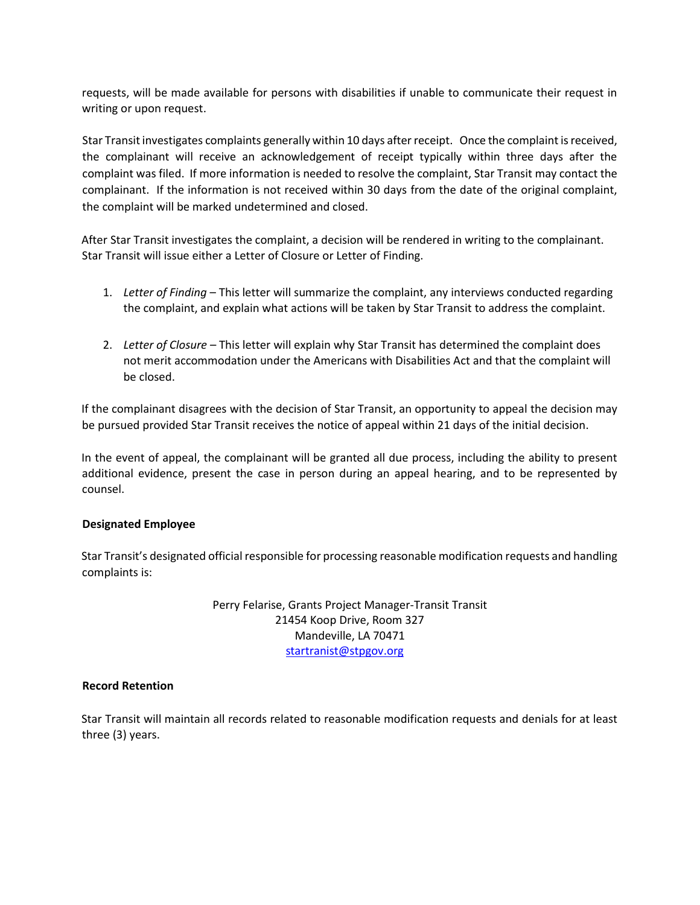requests, will be made available for persons with disabilities if unable to communicate their request in writing or upon request.

Star Transit investigates complaints generally within 10 days after receipt. Once the complaint is received, the complainant will receive an acknowledgement of receipt typically within three days after the complaint was filed. If more information is needed to resolve the complaint, Star Transit may contact the complainant. If the information is not received within 30 days from the date of the original complaint, the complaint will be marked undetermined and closed.

After Star Transit investigates the complaint, a decision will be rendered in writing to the complainant. Star Transit will issue either a Letter of Closure or Letter of Finding.

1. *Letter of Finding* – This letter will summarize the complaint, any interviews conducted regarding the complaint, and explain what actions will be taken by Star Transit to address the complaint.

2. *Letter of Closure* – This letter will explain why Star Transit has determined the complaint does not merit accommodation under the Americans with Disabilities Act and that the complaint will be closed.

If the complainant disagrees with the decision of Star Transit, an opportunity to appeal the decision may be pursued provided Star Transit receives the notice of appeal within 21 days of the initial decision.

In the event of appeal, the complainant will be granted all due process, including the ability to present additional evidence, present the case in person during an appeal hearing, and to be represented by counsel.

**Designated Employee**

Star Transit's designated official responsible for processing reasonable modification requests and handling complaints is:

Perry Felarise, Grants Project Manager-Transit Transit
21454 Koop Drive, Room 327
Mandeville, LA 70471
startranist@stpgov.org

**Record Retention**

Star Transit will maintain all records related to reasonable modification requests and denials for at least three (3) years.